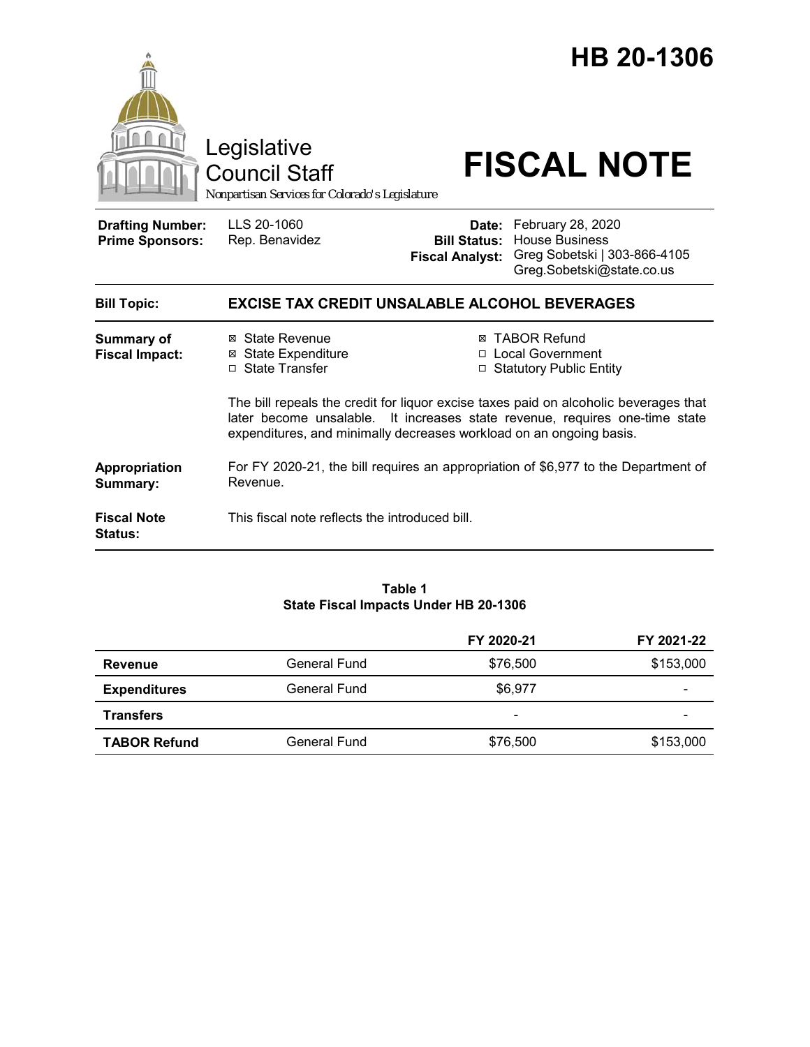# HB 20-1306

Legislative Council Staff

*Nonpartisan Services for Colorado's Legislature*

# FISCAL NOTE

| | | | |
|---|---|---|---|
| **Drafting Number:** | LLS 20-1060 | **Date:** | February 28, 2020 |
| **Prime Sponsors:** | Rep. Benavidez | **Bill Status:** | House Business |
| | | **Fiscal Analyst:** | Greg Sobetski \| 303-866-4105 Greg.Sobetski@state.co.us |

| | |
|---|---|
| **Bill Topic:** | **EXCISE TAX CREDIT UNSALABLE ALCOHOL BEVERAGES** |
| **Summary of Fiscal Impact:** | ☒ State Revenue ☒ State Expenditure ☐ State Transfer ☒ TABOR Refund ☐ Local Government ☐ Statutory Public Entity<br><br>The bill repeals the credit for liquor excise taxes paid on alcoholic beverages that later become unsalable. It increases state revenue, requires one-time state expenditures, and minimally decreases workload on an ongoing basis. |
| **Appropriation Summary:** | For FY 2020-21, the bill requires an appropriation of $6,977 to the Department of Revenue. |
| **Fiscal Note Status:** | This fiscal note reflects the introduced bill. |

**Table 1**
**State Fiscal Impacts Under HB 20-1306**

| | | FY 2020-21 | FY 2021-22 |
|---|---|---|---|
| **Revenue** | General Fund | $76,500 | $153,000 |
| **Expenditures** | General Fund | $6,977 | - |
| **Transfers** | | - | - |
| **TABOR Refund** | General Fund | $76,500 | $153,000 |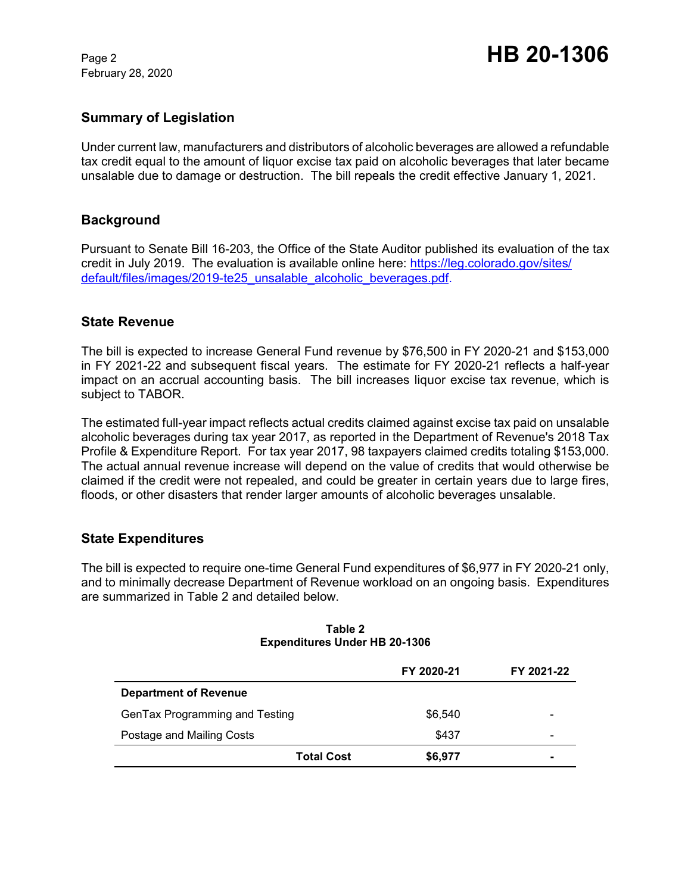## Summary of Legislation

Under current law, manufacturers and distributors of alcoholic beverages are allowed a refundable tax credit equal to the amount of liquor excise tax paid on alcoholic beverages that later became unsalable due to damage or destruction. The bill repeals the credit effective January 1, 2021.

## Background

Pursuant to Senate Bill 16-203, the Office of the State Auditor published its evaluation of the tax credit in July 2019. The evaluation is available online here: [https://leg.colorado.gov/sites/default/files/images/2019-te25_unsalable_alcoholic_beverages.pdf](https://leg.colorado.gov/sites/default/files/images/2019-te25_unsalable_alcoholic_beverages.pdf).

## State Revenue

The bill is expected to increase General Fund revenue by $76,500 in FY 2020-21 and $153,000 in FY 2021-22 and subsequent fiscal years. The estimate for FY 2020-21 reflects a half-year impact on an accrual accounting basis. The bill increases liquor excise tax revenue, which is subject to TABOR.

The estimated full-year impact reflects actual credits claimed against excise tax paid on unsalable alcoholic beverages during tax year 2017, as reported in the Department of Revenue's 2018 Tax Profile & Expenditure Report. For tax year 2017, 98 taxpayers claimed credits totaling $153,000. The actual annual revenue increase will depend on the value of credits that would otherwise be claimed if the credit were not repealed, and could be greater in certain years due to large fires, floods, or other disasters that render larger amounts of alcoholic beverages unsalable.

## State Expenditures

The bill is expected to require one-time General Fund expenditures of $6,977 in FY 2020-21 only, and to minimally decrease Department of Revenue workload on an ongoing basis. Expenditures are summarized in Table 2 and detailed below.

**Table 2**
**Expenditures Under HB 20-1306**

| | FY 2020-21 | FY 2021-22 |
|---|---|---|
| **Department of Revenue** | | |
| GenTax Programming and Testing | $6,540 | - |
| Postage and Mailing Costs | $437 | - |
| **Total Cost** | **$6,977** | **-** |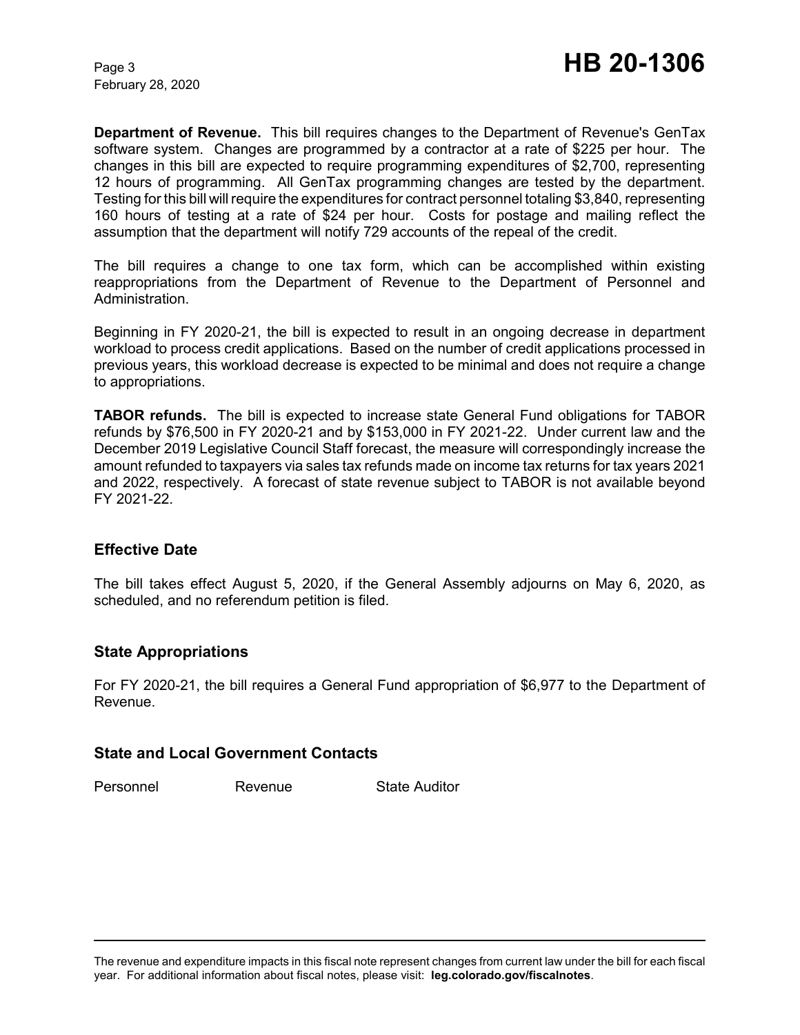**Department of Revenue.** This bill requires changes to the Department of Revenue's GenTax software system. Changes are programmed by a contractor at a rate of $225 per hour. The changes in this bill are expected to require programming expenditures of $2,700, representing 12 hours of programming. All GenTax programming changes are tested by the department. Testing for this bill will require the expenditures for contract personnel totaling $3,840, representing 160 hours of testing at a rate of $24 per hour. Costs for postage and mailing reflect the assumption that the department will notify 729 accounts of the repeal of the credit.

The bill requires a change to one tax form, which can be accomplished within existing reappropriations from the Department of Revenue to the Department of Personnel and Administration.

Beginning in FY 2020-21, the bill is expected to result in an ongoing decrease in department workload to process credit applications. Based on the number of credit applications processed in previous years, this workload decrease is expected to be minimal and does not require a change to appropriations.

**TABOR refunds.** The bill is expected to increase state General Fund obligations for TABOR refunds by $76,500 in FY 2020-21 and by $153,000 in FY 2021-22. Under current law and the December 2019 Legislative Council Staff forecast, the measure will correspondingly increase the amount refunded to taxpayers via sales tax refunds made on income tax returns for tax years 2021 and 2022, respectively. A forecast of state revenue subject to TABOR is not available beyond FY 2021-22.

## Effective Date

The bill takes effect August 5, 2020, if the General Assembly adjourns on May 6, 2020, as scheduled, and no referendum petition is filed.

## State Appropriations

For FY 2020-21, the bill requires a General Fund appropriation of $6,977 to the Department of Revenue.

## State and Local Government Contacts

Personnel  Revenue  State Auditor

The revenue and expenditure impacts in this fiscal note represent changes from current law under the bill for each fiscal year. For additional information about fiscal notes, please visit: **leg.colorado.gov/fiscalnotes**.